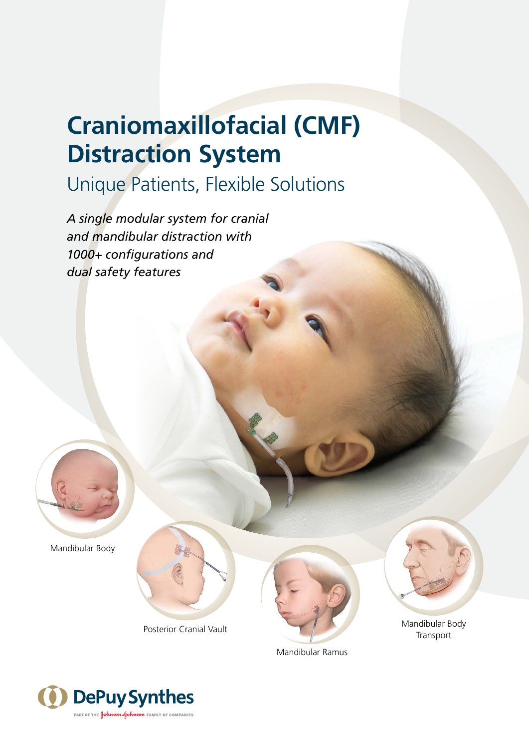# Craniomaxillofacial (CMF) Distraction System

## Unique Patients, Flexible Solutions

*A single modular system for cranial and mandibular distraction with 1000+ configurations and dual safety features*

Mandibular Body

Posterior Cranial Vault

Mandibular Ramus

Mandibular Body Transport

DePuy Synthes

PART OF THE Johnson & Johnson FAMILY OF COMPANIES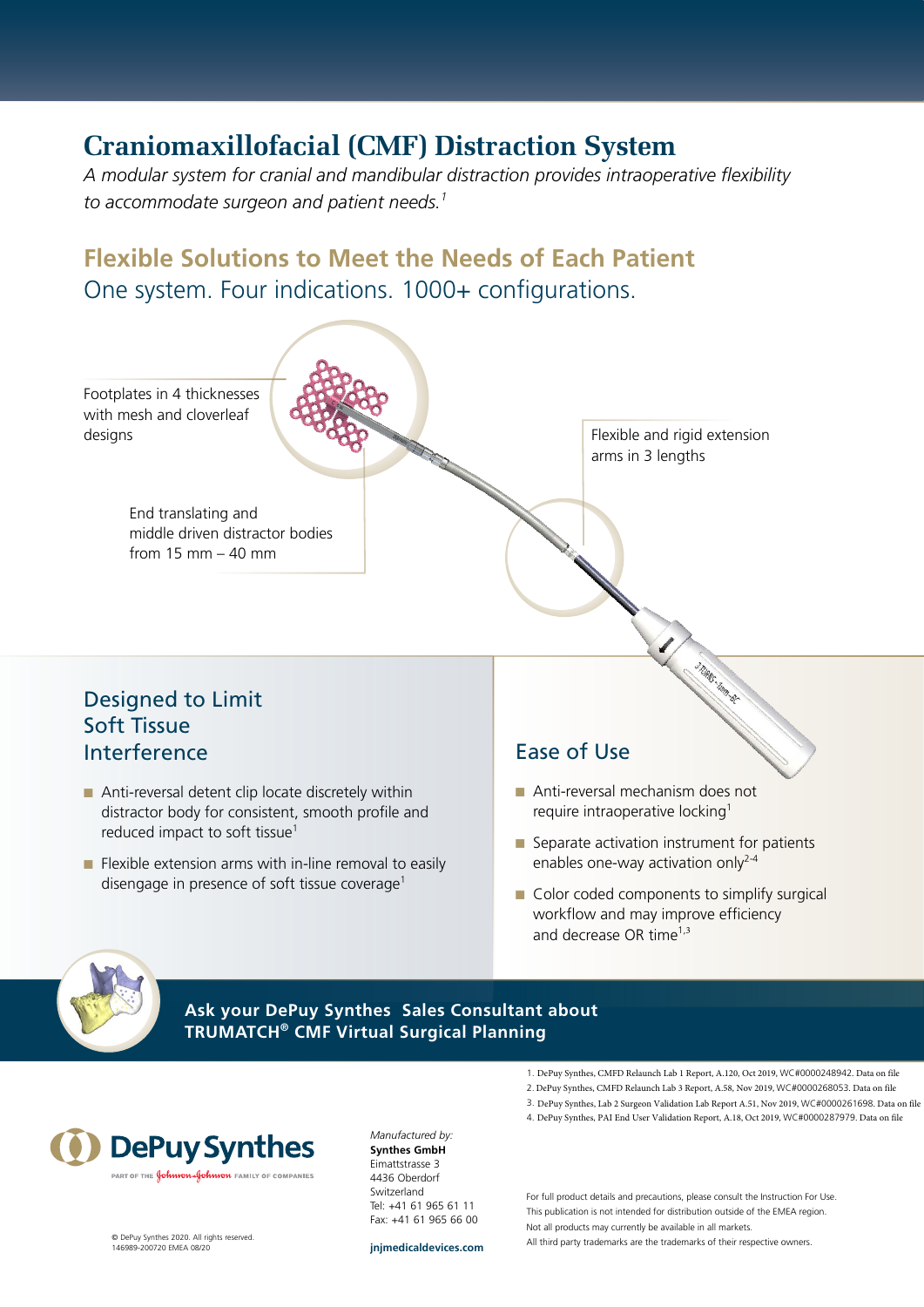# Craniomaxillofacial (CMF) Distraction System

*A modular system for cranial and mandibular distraction provides intraoperative flexibility to accommodate surgeon and patient needs.[1]*

## Flexible Solutions to Meet the Needs of Each Patient

One system. Four indications. 1000+ configurations.

Footplates in 4 thicknesses with mesh and cloverleaf designs

Flexible and rigid extension arms in 3 lengths

End translating and middle driven distractor bodies from 15 mm – 40 mm

## Designed to Limit Soft Tissue Interference

- Anti-reversal detent clip locate discretely within distractor body for consistent, smooth profile and reduced impact to soft tissue[1]
- Flexible extension arms with in-line removal to easily disengage in presence of soft tissue coverage[1]

## Ease of Use

- Anti-reversal mechanism does not require intraoperative locking[1]
- Separate activation instrument for patients enables one-way activation only[2-4]
- Color coded components to simplify surgical workflow and may improve efficiency and decrease OR time[1,3]

**Ask your DePuy Synthes Sales Consultant about TRUMATCH® CMF Virtual Surgical Planning**

1. DePuy Synthes, CMFD Relaunch Lab 1 Report, A.120, Oct 2019, WC#0000248942. Data on file
2. DePuy Synthes, CMFD Relaunch Lab 3 Report, A.58, Nov 2019, WC#0000268053. Data on file
3. DePuy Synthes, Lab 2 Surgeon Validation Lab Report A.51, Nov 2019, WC#0000261698. Data on file
4. DePuy Synthes, PAI End User Validation Report, A.18, Oct 2019, WC#0000287979. Data on file

DePuy Synthes
PART OF THE Johnson & Johnson FAMILY OF COMPANIES

*Manufactured by:*
**Synthes GmbH**
Eimattstrasse 3
4436 Oberdorf
Switzerland
Tel: +41 61 965 61 11
Fax: +41 61 965 66 00

**jnjmedicaldevices.com**

For full product details and precautions, please consult the Instruction For Use.
This publication is not intended for distribution outside of the EMEA region.
Not all products may currently be available in all markets.
All third party trademarks are the trademarks of their respective owners.

© DePuy Synthes 2020. All rights reserved.
146989-200720 EMEA 08/20